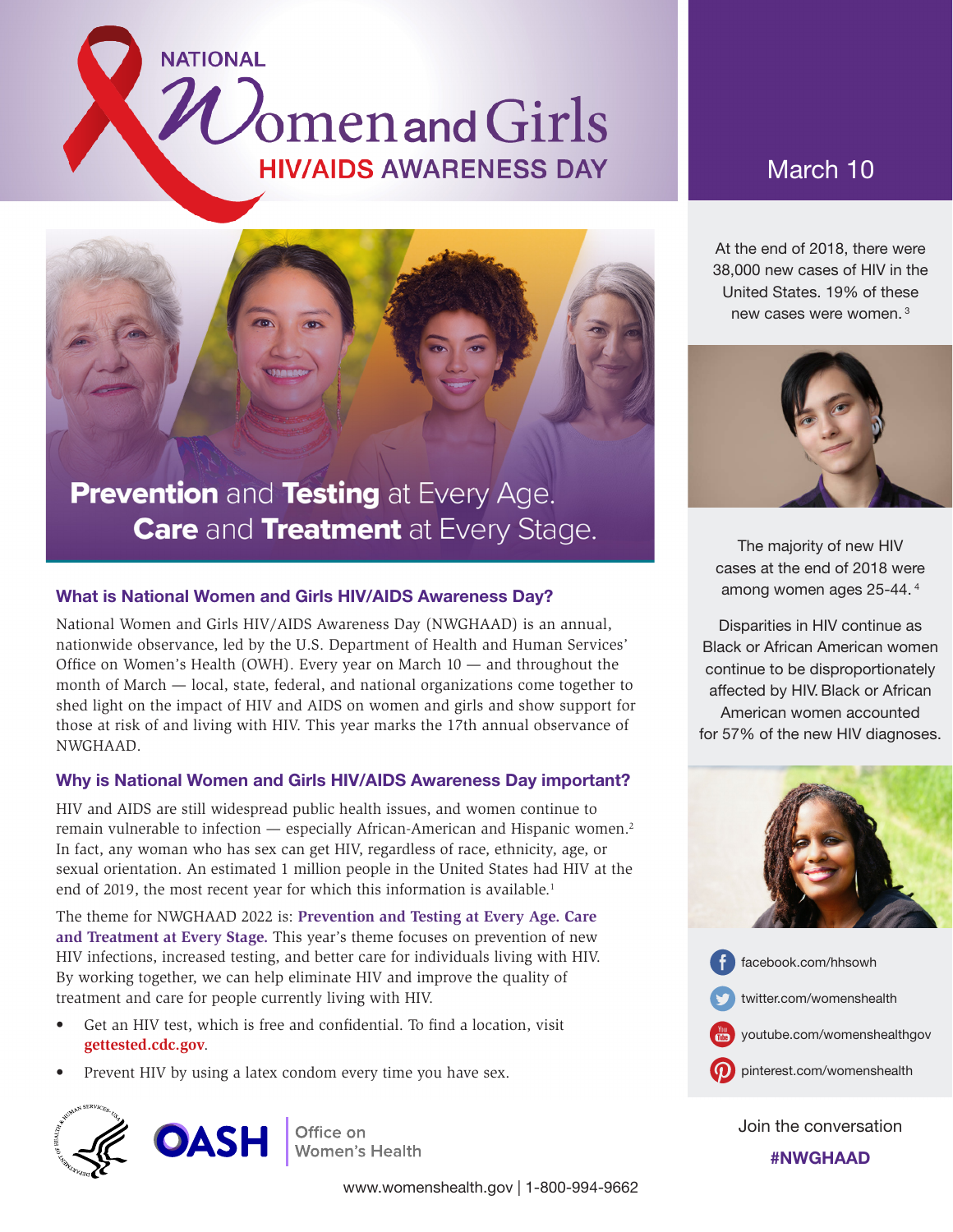# NATIONAL Women and Girls HIV/AIDS AWARENESS DAY

March 10

**Prevention** and **Testing** at Every Age.
**Care** and **Treatment** at Every Stage.

## What is National Women and Girls HIV/AIDS Awareness Day?

National Women and Girls HIV/AIDS Awareness Day (NWGHAAD) is an annual, nationwide observance, led by the U.S. Department of Health and Human Services' Office on Women's Health (OWH). Every year on March 10 — and throughout the month of March — local, state, federal, and national organizations come together to shed light on the impact of HIV and AIDS on women and girls and show support for those at risk of and living with HIV. This year marks the 17th annual observance of NWGHAAD.

## Why is National Women and Girls HIV/AIDS Awareness Day important?

HIV and AIDS are still widespread public health issues, and women continue to remain vulnerable to infection — especially African-American and Hispanic women.[2] In fact, any woman who has sex can get HIV, regardless of race, ethnicity, age, or sexual orientation. An estimated 1 million people in the United States had HIV at the end of 2019, the most recent year for which this information is available.[1]

The theme for NWGHAAD 2022 is: **Prevention and Testing at Every Age. Care and Treatment at Every Stage.** This year's theme focuses on prevention of new HIV infections, increased testing, and better care for individuals living with HIV. By working together, we can help eliminate HIV and improve the quality of treatment and care for people currently living with HIV.

- Get an HIV test, which is free and confidential. To find a location, visit **gettested.cdc.gov**.
- Prevent HIV by using a latex condom every time you have sex.

At the end of 2018, there were 38,000 new cases of HIV in the United States. 19% of these new cases were women.[3]

The majority of new HIV cases at the end of 2018 were among women ages 25-44.[4]

Disparities in HIV continue as Black or African American women continue to be disproportionately affected by HIV. Black or African American women accounted for 57% of the new HIV diagnoses.

facebook.com/hhsowh
twitter.com/womenshealth
youtube.com/womenshealthgov
pinterest.com/womenshealth

Join the conversation
**#NWGHAAD**

OASH | Office on Women's Health

www.womenshealth.gov | 1-800-994-9662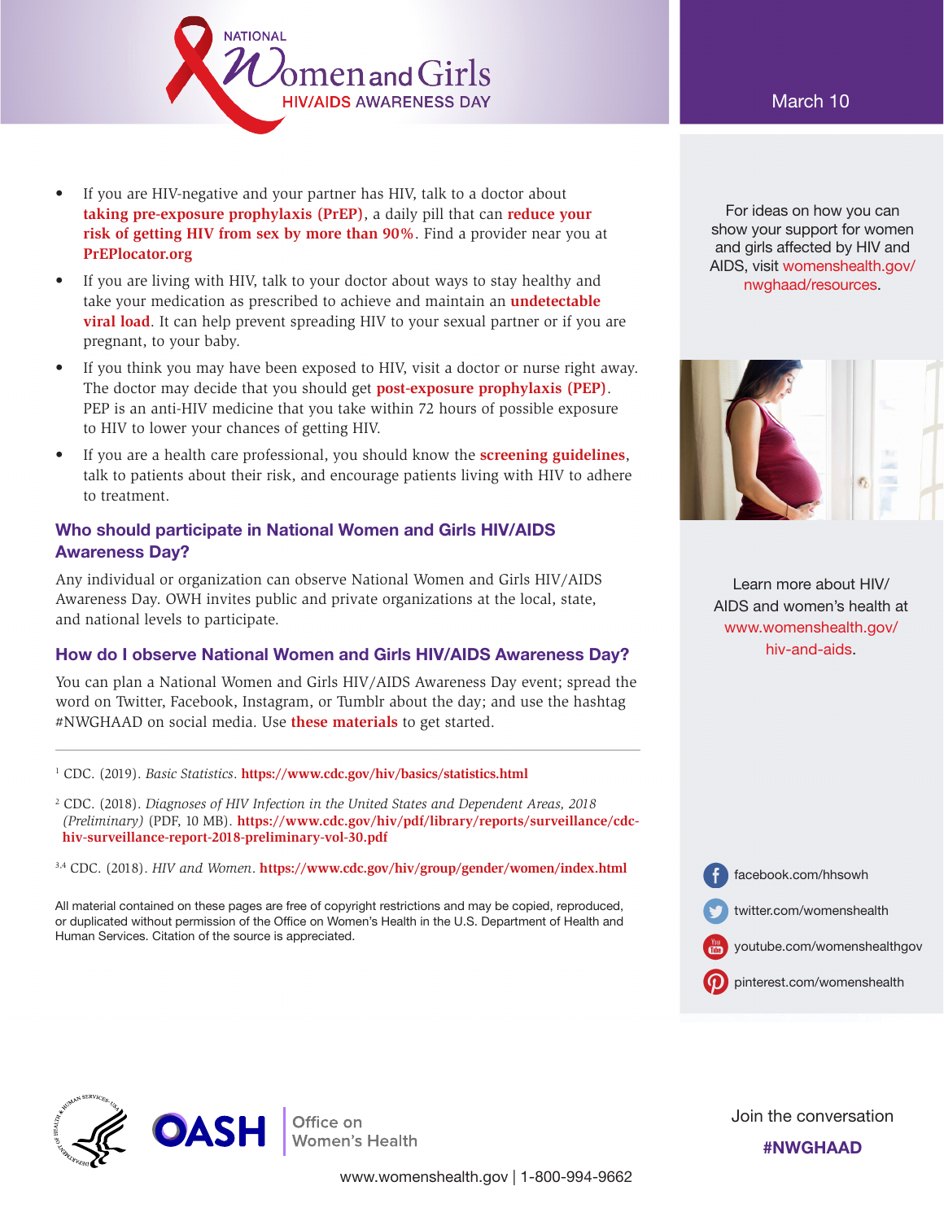- If you are HIV-negative and your partner has HIV, talk to a doctor about **taking pre-exposure prophylaxis (PrEP)**, a daily pill that can **reduce your risk of getting HIV from sex by more than 90%**. Find a provider near you at **PrEPlocator.org**
- If you are living with HIV, talk to your doctor about ways to stay healthy and take your medication as prescribed to achieve and maintain an **undetectable viral load**. It can help prevent spreading HIV to your sexual partner or if you are pregnant, to your baby.
- If you think you may have been exposed to HIV, visit a doctor or nurse right away. The doctor may decide that you should get **post-exposure prophylaxis (PEP)**. PEP is an anti-HIV medicine that you take within 72 hours of possible exposure to HIV to lower your chances of getting HIV.
- If you are a health care professional, you should know the **screening guidelines**, talk to patients about their risk, and encourage patients living with HIV to adhere to treatment.

## Who should participate in National Women and Girls HIV/AIDS Awareness Day?

Any individual or organization can observe National Women and Girls HIV/AIDS Awareness Day. OWH invites public and private organizations at the local, state, and national levels to participate.

## How do I observe National Women and Girls HIV/AIDS Awareness Day?

You can plan a National Women and Girls HIV/AIDS Awareness Day event; spread the word on Twitter, Facebook, Instagram, or Tumblr about the day; and use the hashtag #NWGHAAD on social media. Use **these materials** to get started.

---

[1] CDC. (2019). *Basic Statistics*. **https://www.cdc.gov/hiv/basics/statistics.html**

[2] CDC. (2018). *Diagnoses of HIV Infection in the United States and Dependent Areas, 2018 (Preliminary)* (PDF, 10 MB). **https://www.cdc.gov/hiv/pdf/library/reports/surveillance/cdc-hiv-surveillance-report-2018-preliminary-vol-30.pdf**

[3,4] CDC. (2018). *HIV and Women*. **https://www.cdc.gov/hiv/group/gender/women/index.html**

All material contained on these pages are free of copyright restrictions and may be copied, reproduced, or duplicated without permission of the Office on Women's Health in the U.S. Department of Health and Human Services. Citation of the source is appreciated.

For ideas on how you can show your support for women and girls affected by HIV and AIDS, visit womenshealth.gov/nwghaad/resources.

Learn more about HIV/AIDS and women's health at www.womenshealth.gov/hiv-and-aids.

facebook.com/hhsowh

twitter.com/womenshealth

youtube.com/womenshealthgov

pinterest.com/womenshealth

Join the conversation

**#NWGHAAD**

OASH | Office on Women's Health

www.womenshealth.gov | 1-800-994-9662